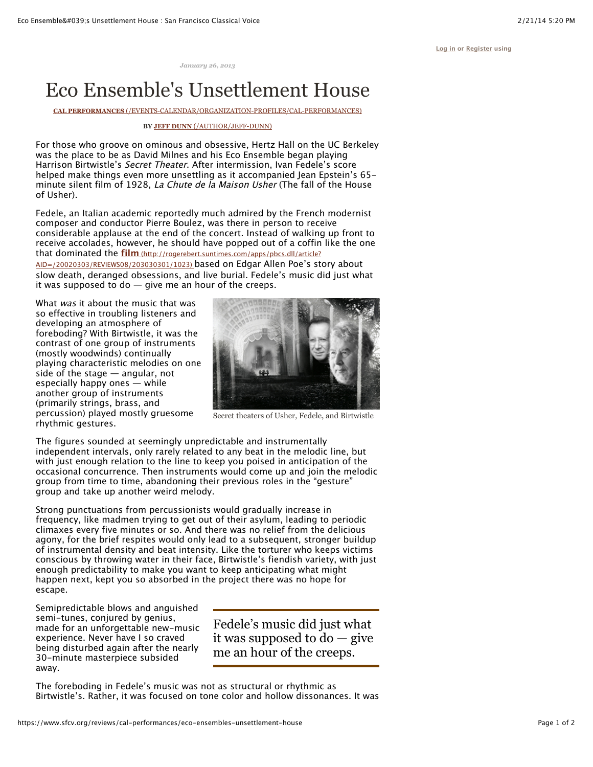*January 26, 2013*

# Eco Ensemble's Unsettlement House

**CAL PERFORMANCES** (/EVENTS-CALENDAR/ORGANIZATION-PROFILES/CAL-PERFORMANCES)

BY **JEFF DUNN** (/AUTHOR/JEFF-DUNN)

For those who groove on ominous and obsessive, Hertz Hall on the UC Berkeley was the place to be as David Milnes and his Eco Ensemble began playing Harrison Birtwistle's *Secret Theater*. After intermission, Ivan Fedele's score helped make things even more unsettling as it accompanied Jean Epstein's 65-minute silent film of 1928, *La Chute de la Maison Usher* (The fall of the House of Usher).

Fedele, an Italian academic reportedly much admired by the French modernist composer and conductor Pierre Boulez, was there in person to receive considerable applause at the end of the concert. Instead of walking up front to receive accolades, however, he should have popped out of a coffin like the one that dominated the **film** (http://rogerebert.suntimes.com/apps/pbcs.dll/article?AID=/20020303/REVIEWS08/203030301/1023) based on Edgar Allen Poe's story about slow death, deranged obsessions, and live burial. Fedele's music did just what it was supposed to do — give me an hour of the creeps.

What *was* it about the music that was so effective in troubling listeners and developing an atmosphere of foreboding? With Birtwistle, it was the contrast of one group of instruments (mostly woodwinds) continually playing characteristic melodies on one side of the stage — angular, not especially happy ones — while another group of instruments (primarily strings, brass, and percussion) played mostly gruesome rhythmic gestures.

Secret theaters of Usher, Fedele, and Birtwistle

The figures sounded at seemingly unpredictable and instrumentally independent intervals, only rarely related to any beat in the melodic line, but with just enough relation to the line to keep you poised in anticipation of the occasional concurrence. Then instruments would come up and join the melodic group from time to time, abandoning their previous roles in the "gesture" group and take up another weird melody.

Strong punctuations from percussionists would gradually increase in frequency, like madmen trying to get out of their asylum, leading to periodic climaxes every five minutes or so. And there was no relief from the delicious agony, for the brief respites would only lead to a subsequent, stronger buildup of instrumental density and beat intensity. Like the torturer who keeps victims conscious by throwing water in their face, Birtwistle's fiendish variety, with just enough predictability to make you want to keep anticipating what might happen next, kept you so absorbed in the project there was no hope for escape.

Semipredictable blows and anguished semi-tunes, conjured by genius, made for an unforgettable new-music experience. Never have I so craved being disturbed again after the nearly 30-minute masterpiece subsided away.

> Fedele's music did just what it was supposed to do — give me an hour of the creeps.

The foreboding in Fedele's music was not as structural or rhythmic as Birtwistle's. Rather, it was focused on tone color and hollow dissonances. It was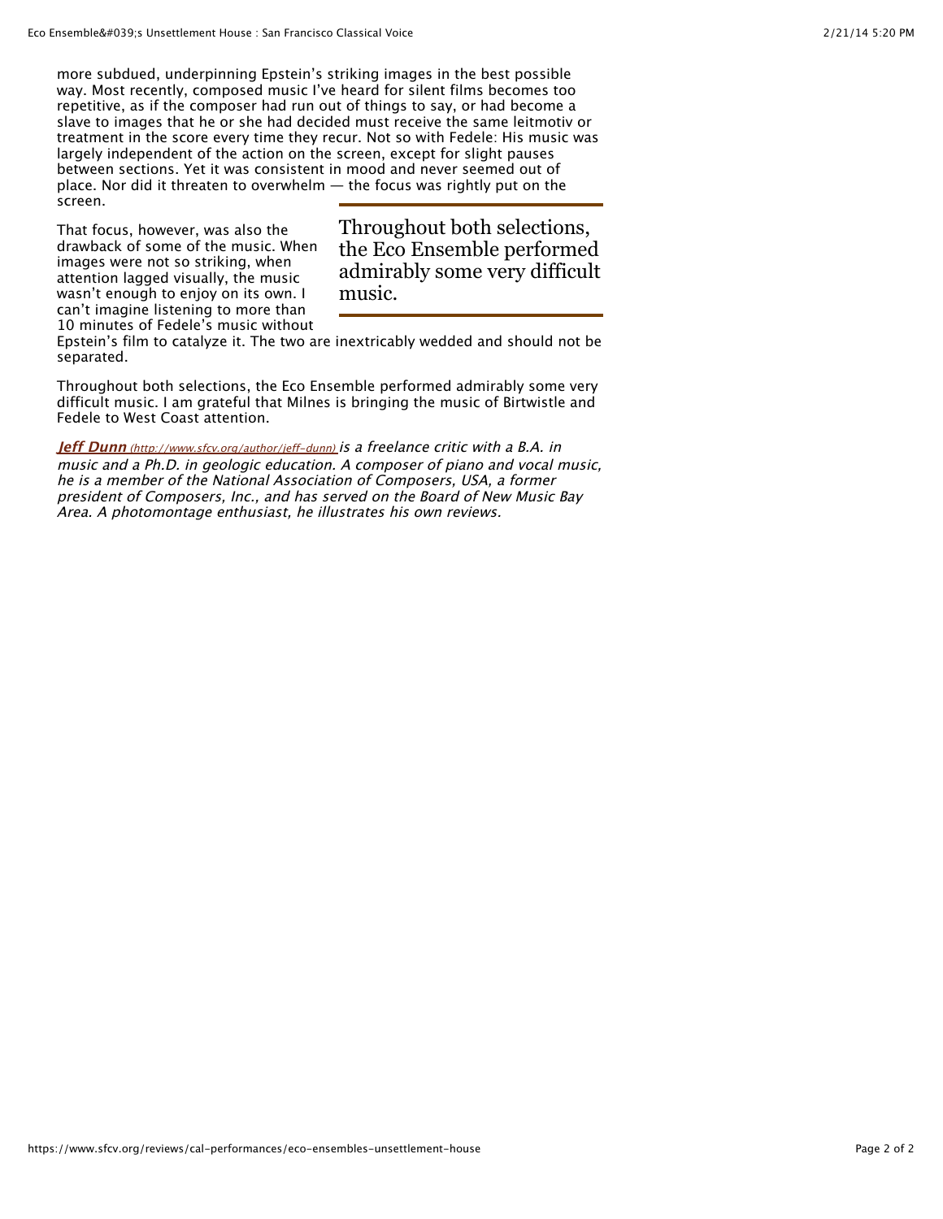more subdued, underpinning Epstein's striking images in the best possible way. Most recently, composed music I've heard for silent films becomes too repetitive, as if the composer had run out of things to say, or had become a slave to images that he or she had decided must receive the same leitmotiv or treatment in the score every time they recur. Not so with Fedele: His music was largely independent of the action on the screen, except for slight pauses between sections. Yet it was consistent in mood and never seemed out of place. Nor did it threaten to overwhelm — the focus was rightly put on the screen.

That focus, however, was also the drawback of some of the music. When images were not so striking, when attention lagged visually, the music wasn't enough to enjoy on its own. I can't imagine listening to more than 10 minutes of Fedele's music without Epstein's film to catalyze it. The two are inextricably wedded and should not be separated.

> Throughout both selections, the Eco Ensemble performed admirably some very difficult music.

Throughout both selections, the Eco Ensemble performed admirably some very difficult music. I am grateful that Milnes is bringing the music of Birtwistle and Fedele to West Coast attention.

***Jeff Dunn** (http://www.sfcv.org/author/jeff-dunn) is a freelance critic with a B.A. in music and a Ph.D. in geologic education. A composer of piano and vocal music, he is a member of the National Association of Composers, USA, a former president of Composers, Inc., and has served on the Board of New Music Bay Area. A photomontage enthusiast, he illustrates his own reviews.*